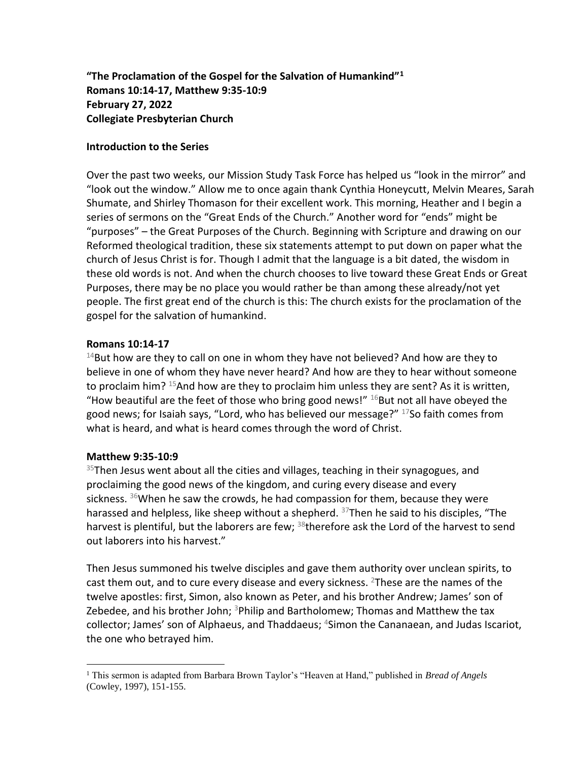**"The Proclamation of the Gospel for the Salvation of Humankind"[1]**
**Romans 10:14-17, Matthew 9:35-10:9**
**February 27, 2022**
**Collegiate Presbyterian Church**

## Introduction to the Series

Over the past two weeks, our Mission Study Task Force has helped us "look in the mirror" and "look out the window." Allow me to once again thank Cynthia Honeycutt, Melvin Meares, Sarah Shumate, and Shirley Thomason for their excellent work. This morning, Heather and I begin a series of sermons on the "Great Ends of the Church." Another word for "ends" might be "purposes" – the Great Purposes of the Church. Beginning with Scripture and drawing on our Reformed theological tradition, these six statements attempt to put down on paper what the church of Jesus Christ is for. Though I admit that the language is a bit dated, the wisdom in these old words is not. And when the church chooses to live toward these Great Ends or Great Purposes, there may be no place you would rather be than among these already/not yet people. The first great end of the church is this: The church exists for the proclamation of the gospel for the salvation of humankind.

### Romans 10:14-17

[14]But how are they to call on one in whom they have not believed? And how are they to believe in one of whom they have never heard? And how are they to hear without someone to proclaim him? [15]And how are they to proclaim him unless they are sent? As it is written, "How beautiful are the feet of those who bring good news!" [16]But not all have obeyed the good news; for Isaiah says, "Lord, who has believed our message?" [17]So faith comes from what is heard, and what is heard comes through the word of Christ.

### Matthew 9:35-10:9

[35]Then Jesus went about all the cities and villages, teaching in their synagogues, and proclaiming the good news of the kingdom, and curing every disease and every sickness. [36]When he saw the crowds, he had compassion for them, because they were harassed and helpless, like sheep without a shepherd. [37]Then he said to his disciples, "The harvest is plentiful, but the laborers are few; [38]therefore ask the Lord of the harvest to send out laborers into his harvest."

Then Jesus summoned his twelve disciples and gave them authority over unclean spirits, to cast them out, and to cure every disease and every sickness. [2]These are the names of the twelve apostles: first, Simon, also known as Peter, and his brother Andrew; James' son of Zebedee, and his brother John; [3]Philip and Bartholomew; Thomas and Matthew the tax collector; James' son of Alphaeus, and Thaddaeus; [4]Simon the Cananaean, and Judas Iscariot, the one who betrayed him.

---

[1] This sermon is adapted from Barbara Brown Taylor's "Heaven at Hand," published in *Bread of Angels* (Cowley, 1997), 151-155.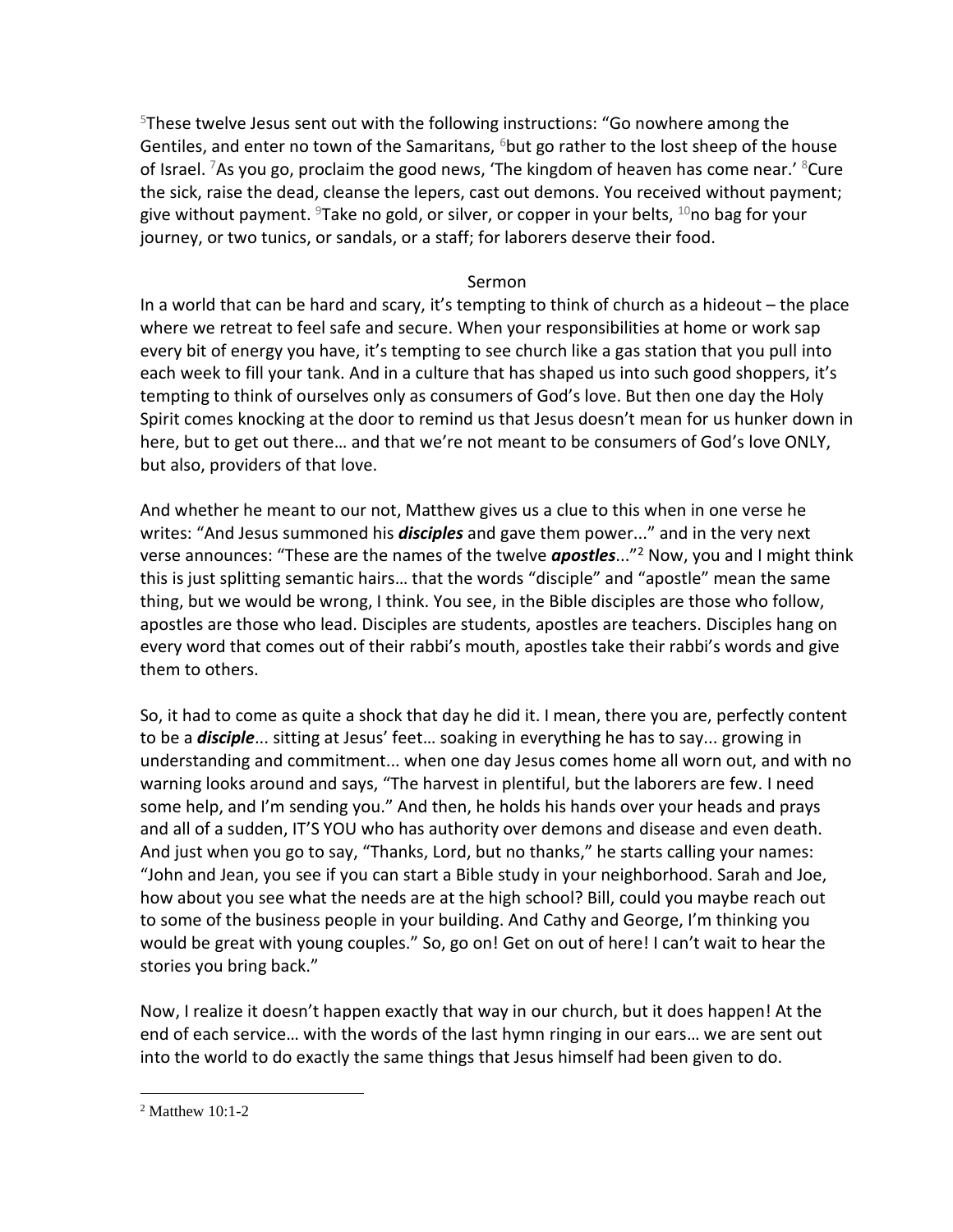[5]These twelve Jesus sent out with the following instructions: "Go nowhere among the Gentiles, and enter no town of the Samaritans, [6]but go rather to the lost sheep of the house of Israel. [7]As you go, proclaim the good news, 'The kingdom of heaven has come near.' [8]Cure the sick, raise the dead, cleanse the lepers, cast out demons. You received without payment; give without payment. [9]Take no gold, or silver, or copper in your belts, [10]no bag for your journey, or two tunics, or sandals, or a staff; for laborers deserve their food.

## Sermon

In a world that can be hard and scary, it's tempting to think of church as a hideout – the place where we retreat to feel safe and secure. When your responsibilities at home or work sap every bit of energy you have, it's tempting to see church like a gas station that you pull into each week to fill your tank. And in a culture that has shaped us into such good shoppers, it's tempting to think of ourselves only as consumers of God's love. But then one day the Holy Spirit comes knocking at the door to remind us that Jesus doesn't mean for us hunker down in here, but to get out there… and that we're not meant to be consumers of God's love ONLY, but also, providers of that love.

And whether he meant to our not, Matthew gives us a clue to this when in one verse he writes: "And Jesus summoned his ***disciples*** and gave them power..." and in the very next verse announces: "These are the names of the twelve ***apostles***..."[2] Now, you and I might think this is just splitting semantic hairs… that the words "disciple" and "apostle" mean the same thing, but we would be wrong, I think. You see, in the Bible disciples are those who follow, apostles are those who lead. Disciples are students, apostles are teachers. Disciples hang on every word that comes out of their rabbi's mouth, apostles take their rabbi's words and give them to others.

So, it had to come as quite a shock that day he did it. I mean, there you are, perfectly content to be a ***disciple***... sitting at Jesus' feet… soaking in everything he has to say... growing in understanding and commitment... when one day Jesus comes home all worn out, and with no warning looks around and says, "The harvest in plentiful, but the laborers are few. I need some help, and I'm sending you." And then, he holds his hands over your heads and prays and all of a sudden, IT'S YOU who has authority over demons and disease and even death. And just when you go to say, "Thanks, Lord, but no thanks," he starts calling your names: "John and Jean, you see if you can start a Bible study in your neighborhood. Sarah and Joe, how about you see what the needs are at the high school? Bill, could you maybe reach out to some of the business people in your building. And Cathy and George, I'm thinking you would be great with young couples." So, go on! Get on out of here! I can't wait to hear the stories you bring back."

Now, I realize it doesn't happen exactly that way in our church, but it does happen! At the end of each service… with the words of the last hymn ringing in our ears… we are sent out into the world to do exactly the same things that Jesus himself had been given to do.

---

[2] Matthew 10:1-2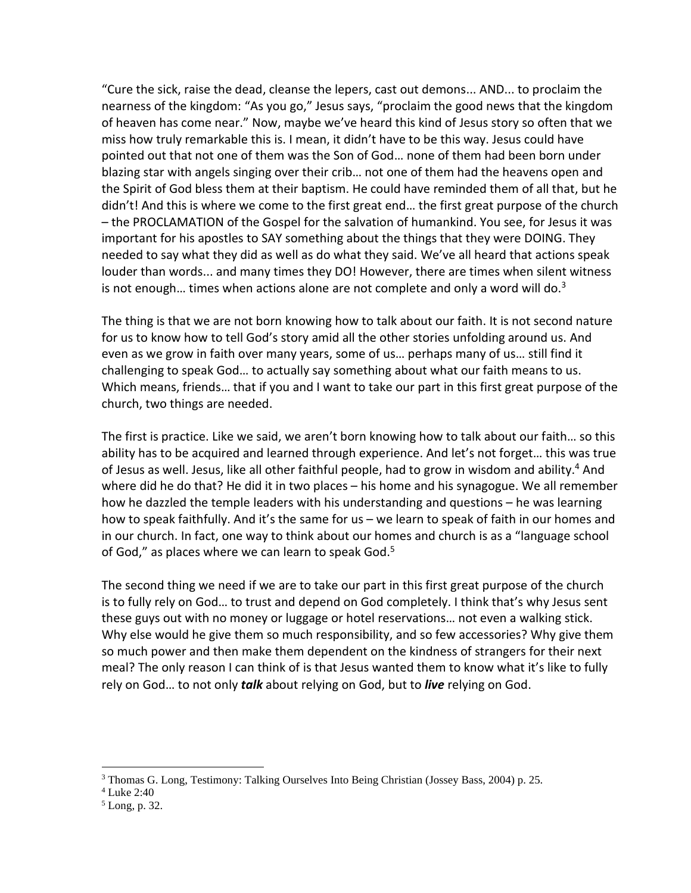"Cure the sick, raise the dead, cleanse the lepers, cast out demons... AND... to proclaim the nearness of the kingdom: "As you go," Jesus says, "proclaim the good news that the kingdom of heaven has come near." Now, maybe we've heard this kind of Jesus story so often that we miss how truly remarkable this is. I mean, it didn't have to be this way. Jesus could have pointed out that not one of them was the Son of God… none of them had been born under blazing star with angels singing over their crib… not one of them had the heavens open and the Spirit of God bless them at their baptism. He could have reminded them of all that, but he didn't! And this is where we come to the first great end… the first great purpose of the church – the PROCLAMATION of the Gospel for the salvation of humankind. You see, for Jesus it was important for his apostles to SAY something about the things that they were DOING. They needed to say what they did as well as do what they said. We've all heard that actions speak louder than words... and many times they DO! However, there are times when silent witness is not enough… times when actions alone are not complete and only a word will do.[3]

The thing is that we are not born knowing how to talk about our faith. It is not second nature for us to know how to tell God's story amid all the other stories unfolding around us. And even as we grow in faith over many years, some of us… perhaps many of us… still find it challenging to speak God… to actually say something about what our faith means to us. Which means, friends… that if you and I want to take our part in this first great purpose of the church, two things are needed.

The first is practice. Like we said, we aren't born knowing how to talk about our faith… so this ability has to be acquired and learned through experience. And let's not forget… this was true of Jesus as well. Jesus, like all other faithful people, had to grow in wisdom and ability.[4] And where did he do that? He did it in two places – his home and his synagogue. We all remember how he dazzled the temple leaders with his understanding and questions – he was learning how to speak faithfully. And it's the same for us – we learn to speak of faith in our homes and in our church. In fact, one way to think about our homes and church is as a "language school of God," as places where we can learn to speak God.[5]

The second thing we need if we are to take our part in this first great purpose of the church is to fully rely on God… to trust and depend on God completely. I think that's why Jesus sent these guys out with no money or luggage or hotel reservations… not even a walking stick. Why else would he give them so much responsibility, and so few accessories? Why give them so much power and then make them dependent on the kindness of strangers for their next meal? The only reason I can think of is that Jesus wanted them to know what it's like to fully rely on God… to not only ***talk*** about relying on God, but to ***live*** relying on God.

---

[3] Thomas G. Long, Testimony: Talking Ourselves Into Being Christian (Jossey Bass, 2004) p. 25.

[4] Luke 2:40

[5] Long, p. 32.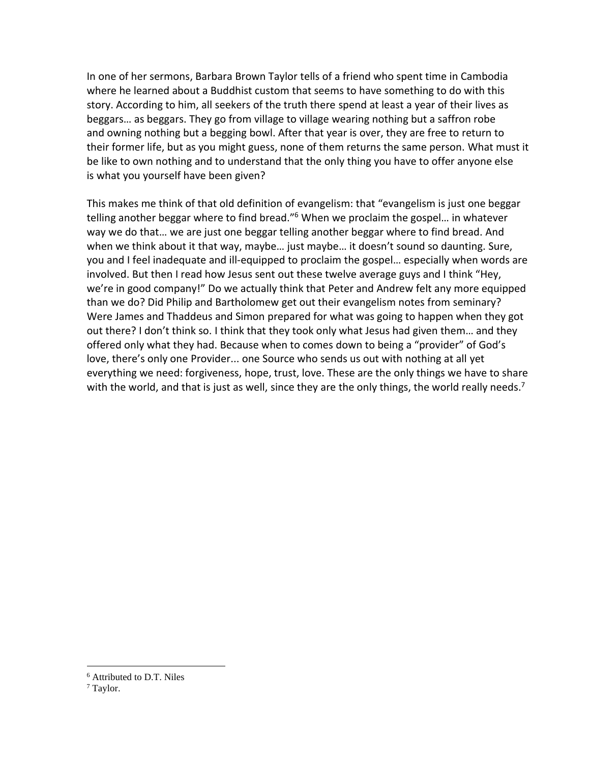In one of her sermons, Barbara Brown Taylor tells of a friend who spent time in Cambodia where he learned about a Buddhist custom that seems to have something to do with this story. According to him, all seekers of the truth there spend at least a year of their lives as beggars… as beggars. They go from village to village wearing nothing but a saffron robe and owning nothing but a begging bowl. After that year is over, they are free to return to their former life, but as you might guess, none of them returns the same person. What must it be like to own nothing and to understand that the only thing you have to offer anyone else is what you yourself have been given?

This makes me think of that old definition of evangelism: that "evangelism is just one beggar telling another beggar where to find bread."[6] When we proclaim the gospel… in whatever way we do that… we are just one beggar telling another beggar where to find bread. And when we think about it that way, maybe… just maybe… it doesn't sound so daunting. Sure, you and I feel inadequate and ill-equipped to proclaim the gospel… especially when words are involved. But then I read how Jesus sent out these twelve average guys and I think "Hey, we're in good company!" Do we actually think that Peter and Andrew felt any more equipped than we do? Did Philip and Bartholomew get out their evangelism notes from seminary? Were James and Thaddeus and Simon prepared for what was going to happen when they got out there? I don't think so. I think that they took only what Jesus had given them… and they offered only what they had. Because when to comes down to being a "provider" of God's love, there's only one Provider... one Source who sends us out with nothing at all yet everything we need: forgiveness, hope, trust, love. These are the only things we have to share with the world, and that is just as well, since they are the only things, the world really needs.[7]

---

[6] Attributed to D.T. Niles

[7] Taylor.